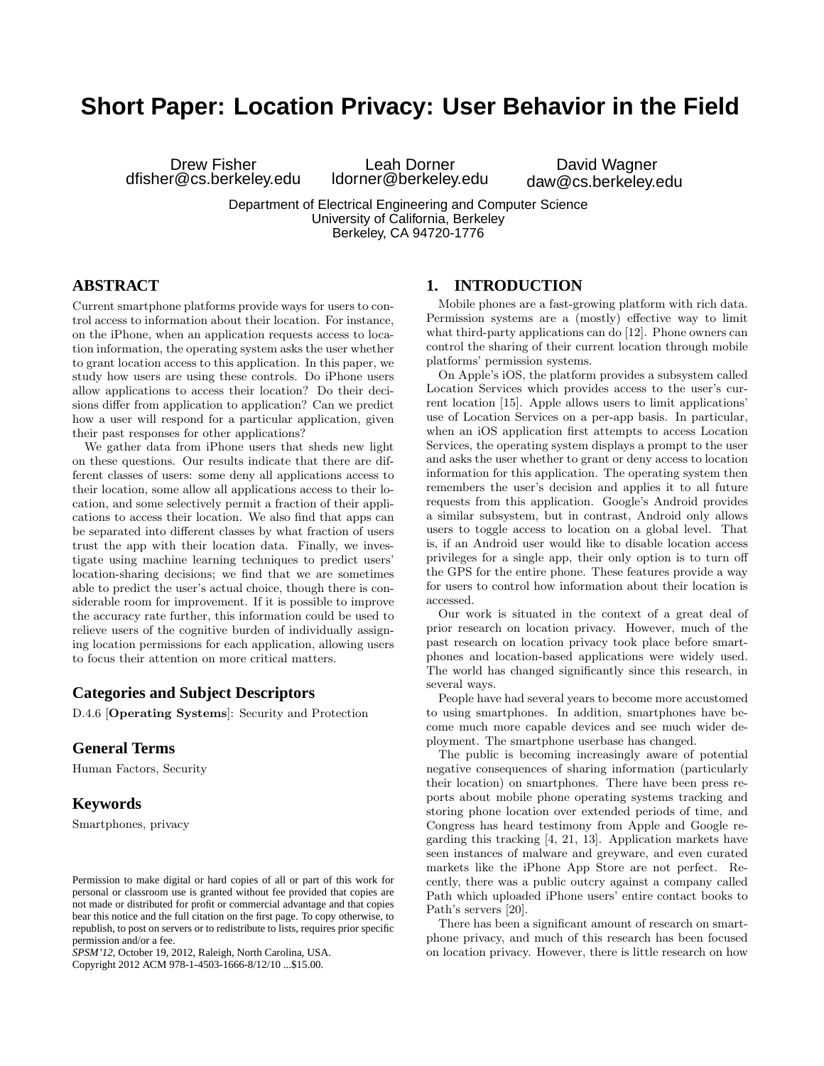# Short Paper: Location Privacy: User Behavior in the Field

Drew Fisher
dfisher@cs.berkeley.edu

Leah Dorner
ldorner@berkeley.edu

David Wagner
daw@cs.berkeley.edu

Department of Electrical Engineering and Computer Science
University of California, Berkeley
Berkeley, CA 94720-1776

## ABSTRACT

Current smartphone platforms provide ways for users to control access to information about their location. For instance, on the iPhone, when an application requests access to location information, the operating system asks the user whether to grant location access to this application. In this paper, we study how users are using these controls. Do iPhone users allow applications to access their location? Do their decisions differ from application to application? Can we predict how a user will respond for a particular application, given their past responses for other applications?

We gather data from iPhone users that sheds new light on these questions. Our results indicate that there are different classes of users: some deny all applications access to their location, some allow all applications access to their location, and some selectively permit a fraction of their applications to access their location. We also find that apps can be separated into different classes by what fraction of users trust the app with their location data. Finally, we investigate using machine learning techniques to predict users' location-sharing decisions; we find that we are sometimes able to predict the user's actual choice, though there is considerable room for improvement. If it is possible to improve the accuracy rate further, this information could be used to relieve users of the cognitive burden of individually assigning location permissions for each application, allowing users to focus their attention on more critical matters.

### Categories and Subject Descriptors

D.4.6 [**Operating Systems**]: Security and Protection

### General Terms

Human Factors, Security

### Keywords

Smartphones, privacy

Permission to make digital or hard copies of all or part of this work for personal or classroom use is granted without fee provided that copies are not made or distributed for profit or commercial advantage and that copies bear this notice and the full citation on the first page. To copy otherwise, to republish, to post on servers or to redistribute to lists, requires prior specific permission and/or a fee.
*SPSM'12*, October 19, 2012, Raleigh, North Carolina, USA.
Copyright 2012 ACM 978-1-4503-1666-8/12/10 ...$15.00.

## 1. INTRODUCTION

Mobile phones are a fast-growing platform with rich data. Permission systems are a (mostly) effective way to limit what third-party applications can do [12]. Phone owners can control the sharing of their current location through mobile platforms' permission systems.

On Apple's iOS, the platform provides a subsystem called Location Services which provides access to the user's current location [15]. Apple allows users to limit applications' use of Location Services on a per-app basis. In particular, when an iOS application first attempts to access Location Services, the operating system displays a prompt to the user and asks the user whether to grant or deny access to location information for this application. The operating system then remembers the user's decision and applies it to all future requests from this application. Google's Android provides a similar subsystem, but in contrast, Android only allows users to toggle access to location on a global level. That is, if an Android user would like to disable location access privileges for a single app, their only option is to turn off the GPS for the entire phone. These features provide a way for users to control how information about their location is accessed.

Our work is situated in the context of a great deal of prior research on location privacy. However, much of the past research on location privacy took place before smartphones and location-based applications were widely used. The world has changed significantly since this research, in several ways.

People have had several years to become more accustomed to using smartphones. In addition, smartphones have become much more capable devices and see much wider deployment. The smartphone userbase has changed.

The public is becoming increasingly aware of potential negative consequences of sharing information (particularly their location) on smartphones. There have been press reports about mobile phone operating systems tracking and storing phone location over extended periods of time, and Congress has heard testimony from Apple and Google regarding this tracking [4, 21, 13]. Application markets have seen instances of malware and greyware, and even curated markets like the iPhone App Store are not perfect. Recently, there was a public outcry against a company called Path which uploaded iPhone users' entire contact books to Path's servers [20].

There has been a significant amount of research on smartphone privacy, and much of this research has been focused on location privacy. However, there is little research on how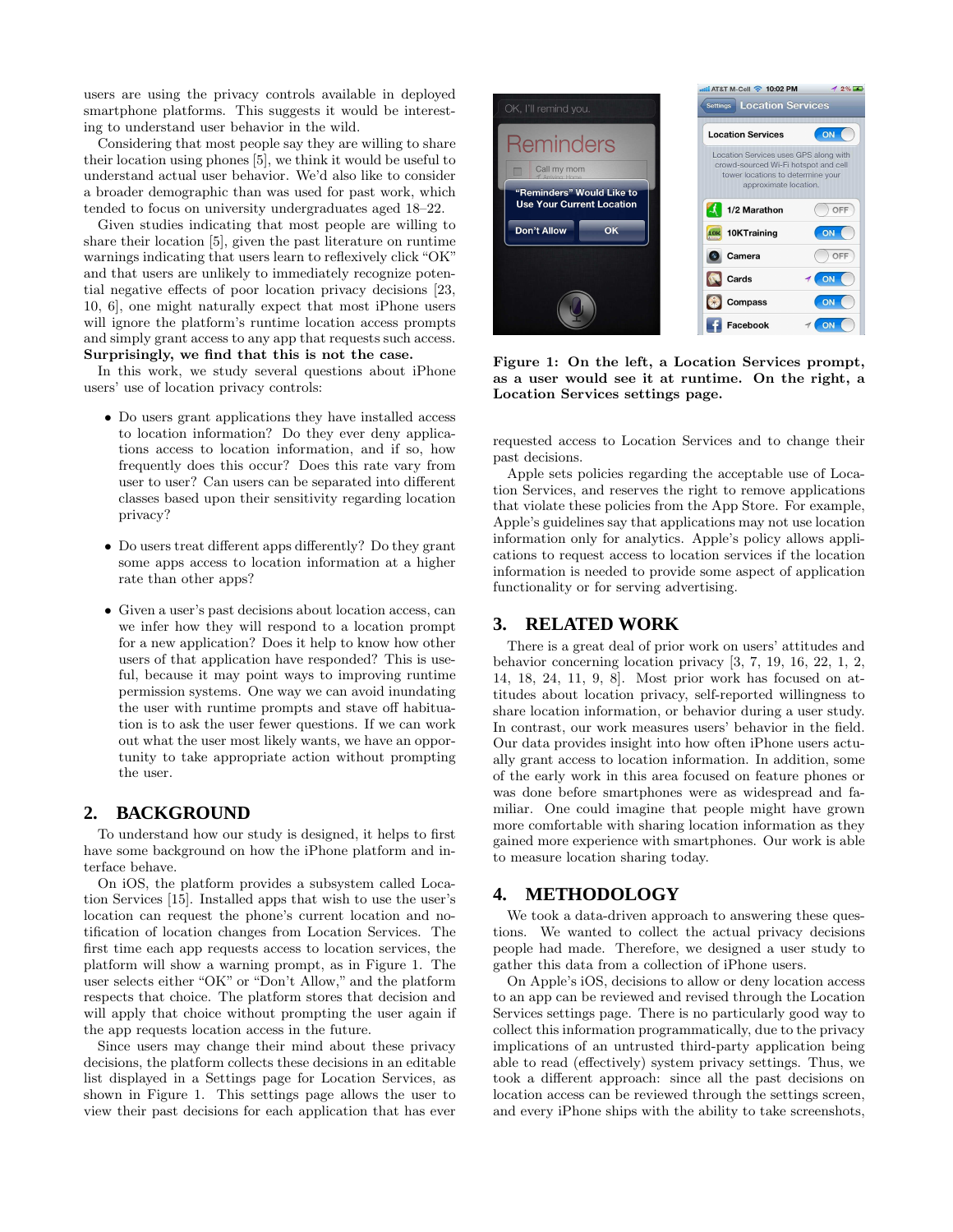users are using the privacy controls available in deployed smartphone platforms. This suggests it would be interesting to understand user behavior in the wild.

Considering that most people say they are willing to share their location using phones [5], we think it would be useful to understand actual user behavior. We'd also like to consider a broader demographic than was used for past work, which tended to focus on university undergraduates aged 18–22.

Given studies indicating that most people are willing to share their location [5], given the past literature on runtime warnings indicating that users learn to reflexively click "OK" and that users are unlikely to immediately recognize potential negative effects of poor location privacy decisions [23, 10, 6], one might naturally expect that most iPhone users will ignore the platform's runtime location access prompts and simply grant access to any app that requests such access. **Surprisingly, we find that this is not the case.**

In this work, we study several questions about iPhone users' use of location privacy controls:

- Do users grant applications they have installed access to location information? Do they ever deny applications access to location information, and if so, how frequently does this occur? Does this rate vary from user to user? Can users can be separated into different classes based upon their sensitivity regarding location privacy?
- Do users treat different apps differently? Do they grant some apps access to location information at a higher rate than other apps?
- Given a user's past decisions about location access, can we infer how they will respond to a location prompt for a new application? Does it help to know how other users of that application have responded? This is useful, because it may point ways to improving runtime permission systems. One way we can avoid inundating the user with runtime prompts and stave off habituation is to ask the user fewer questions. If we can work out what the user most likely wants, we have an opportunity to take appropriate action without prompting the user.

## 2. BACKGROUND

To understand how our study is designed, it helps to first have some background on how the iPhone platform and interface behave.

On iOS, the platform provides a subsystem called Location Services [15]. Installed apps that wish to use the user's location can request the phone's current location and notification of location changes from Location Services. The first time each app requests access to location services, the platform will show a warning prompt, as in Figure 1. The user selects either "OK" or "Don't Allow," and the platform respects that choice. The platform stores that decision and will apply that choice without prompting the user again if the app requests location access in the future.

Since users may change their mind about these privacy decisions, the platform collects these decisions in an editable list displayed in a Settings page for Location Services, as shown in Figure 1. This settings page allows the user to view their past decisions for each application that has ever requested access to Location Services and to change their past decisions.

**Figure 1: On the left, a Location Services prompt, as a user would see it at runtime. On the right, a Location Services settings page.**

Apple sets policies regarding the acceptable use of Location Services, and reserves the right to remove applications that violate these policies from the App Store. For example, Apple's guidelines say that applications may not use location information only for analytics. Apple's policy allows applications to request access to location services if the location information is needed to provide some aspect of application functionality or for serving advertising.

## 3. RELATED WORK

There is a great deal of prior work on users' attitudes and behavior concerning location privacy [3, 7, 19, 16, 22, 1, 2, 14, 18, 24, 11, 9, 8]. Most prior work has focused on attitudes about location privacy, self-reported willingness to share location information, or behavior during a user study. In contrast, our work measures users' behavior in the field. Our data provides insight into how often iPhone users actually grant access to location information. In addition, some of the early work in this area focused on feature phones or was done before smartphones were as widespread and familiar. One could imagine that people might have grown more comfortable with sharing location information as they gained more experience with smartphones. Our work is able to measure location sharing today.

## 4. METHODOLOGY

We took a data-driven approach to answering these questions. We wanted to collect the actual privacy decisions people had made. Therefore, we designed a user study to gather this data from a collection of iPhone users.

On Apple's iOS, decisions to allow or deny location access to an app can be reviewed and revised through the Location Services settings page. There is no particularly good way to collect this information programmatically, due to the privacy implications of an untrusted third-party application being able to read (effectively) system privacy settings. Thus, we took a different approach: since all the past decisions on location access can be reviewed through the settings screen, and every iPhone ships with the ability to take screenshots,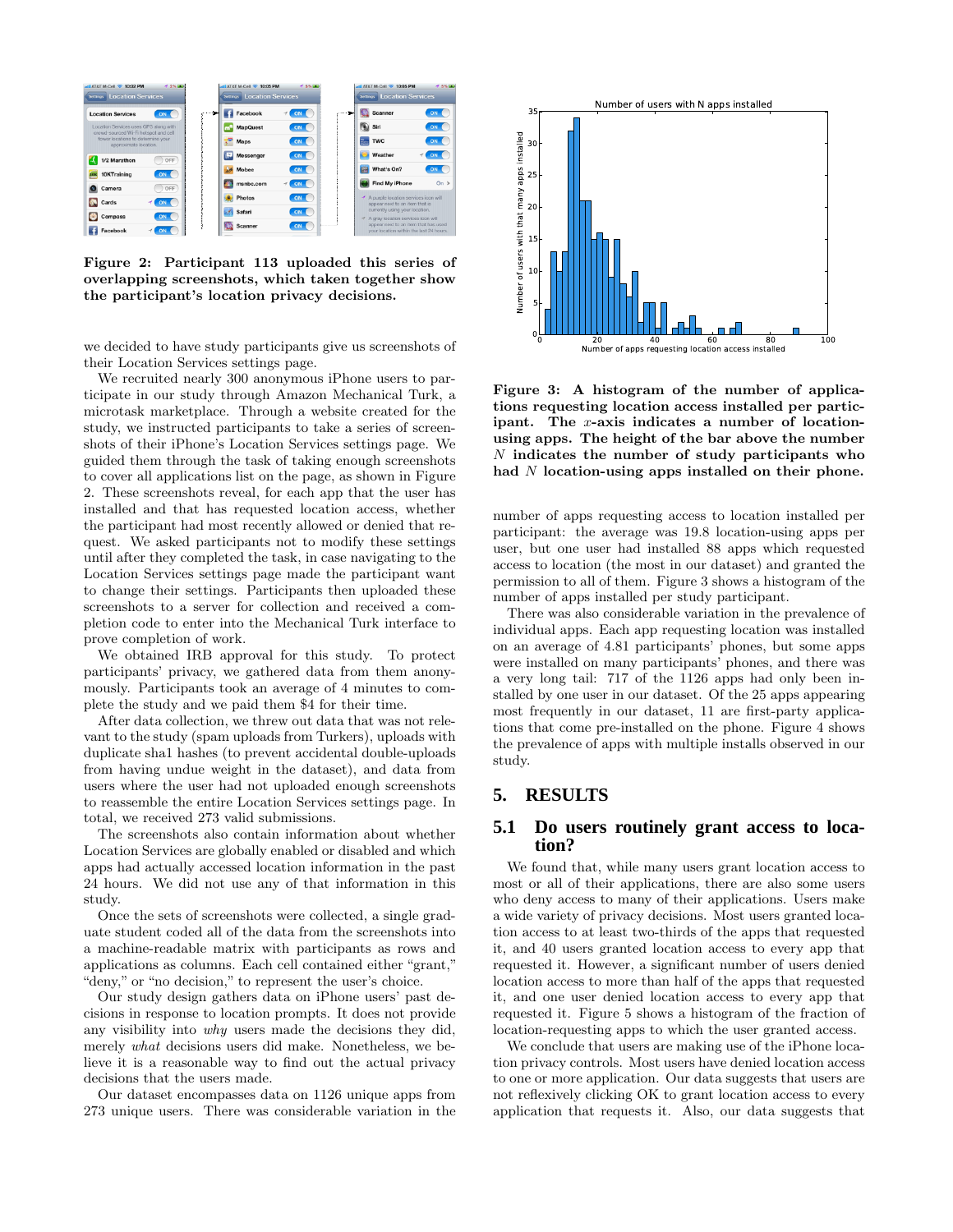Figure 2: Participant 113 uploaded this series of overlapping screenshots, which taken together show the participant's location privacy decisions.

we decided to have study participants give us screenshots of their Location Services settings page.

We recruited nearly 300 anonymous iPhone users to participate in our study through Amazon Mechanical Turk, a microtask marketplace. Through a website created for the study, we instructed participants to take a series of screenshots of their iPhone's Location Services settings page. We guided them through the task of taking enough screenshots to cover all applications list on the page, as shown in Figure 2. These screenshots reveal, for each app that the user has installed and that has requested location access, whether the participant had most recently allowed or denied that request. We asked participants not to modify these settings until after they completed the task, in case navigating to the Location Services settings page made the participant want to change their settings. Participants then uploaded these screenshots to a server for collection and received a completion code to enter into the Mechanical Turk interface to prove completion of work.

We obtained IRB approval for this study. To protect participants' privacy, we gathered data from them anonymously. Participants took an average of 4 minutes to complete the study and we paid them $4 for their time.

After data collection, we threw out data that was not relevant to the study (spam uploads from Turkers), uploads with duplicate sha1 hashes (to prevent accidental double-uploads from having undue weight in the dataset), and data from users where the user had not uploaded enough screenshots to reassemble the entire Location Services settings page. In total, we received 273 valid submissions.

The screenshots also contain information about whether Location Services are globally enabled or disabled and which apps had actually accessed location information in the past 24 hours. We did not use any of that information in this study.

Once the sets of screenshots were collected, a single graduate student coded all of the data from the screenshots into a machine-readable matrix with participants as rows and applications as columns. Each cell contained either "grant," "deny," or "no decision," to represent the user's choice.

Our study design gathers data on iPhone users' past decisions in response to location prompts. It does not provide any visibility into *why* users made the decisions they did, merely *what* decisions users did make. Nonetheless, we believe it is a reasonable way to find out the actual privacy decisions that the users made.

Our dataset encompasses data on 1126 unique apps from 273 unique users. There was considerable variation in the number of apps requesting access to location installed per participant: the average was 19.8 location-using apps per user, but one user had installed 88 apps which requested access to location (the most in our dataset) and granted the permission to all of them. Figure 3 shows a histogram of the number of apps installed per study participant.

Figure 3: A histogram of the number of applications requesting location access installed per participant. The $x$-axis indicates a number of location-using apps. The height of the bar above the number $N$ indicates the number of study participants who had $N$ location-using apps installed on their phone.

There was also considerable variation in the prevalence of individual apps. Each app requesting location was installed on an average of 4.81 participants' phones, but some apps were installed on many participants' phones, and there was a very long tail: 717 of the 1126 apps had only been installed by one user in our dataset. Of the 25 apps appearing most frequently in our dataset, 11 are first-party applications that come pre-installed on the phone. Figure 4 shows the prevalence of apps with multiple installs observed in our study.

# 5. RESULTS

## 5.1 Do users routinely grant access to location?

We found that, while many users grant location access to most or all of their applications, there are also some users who deny access to many of their applications. Users make a wide variety of privacy decisions. Most users granted location access to at least two-thirds of the apps that requested it, and 40 users granted location access to every app that requested it. However, a significant number of users denied location access to more than half of the apps that requested it, and one user denied location access to every app that requested it. Figure 5 shows a histogram of the fraction of location-requesting apps to which the user granted access.

We conclude that users are making use of the iPhone location privacy controls. Most users have denied location access to one or more application. Our data suggests that users are not reflexively clicking OK to grant location access to every application that requests it. Also, our data suggests that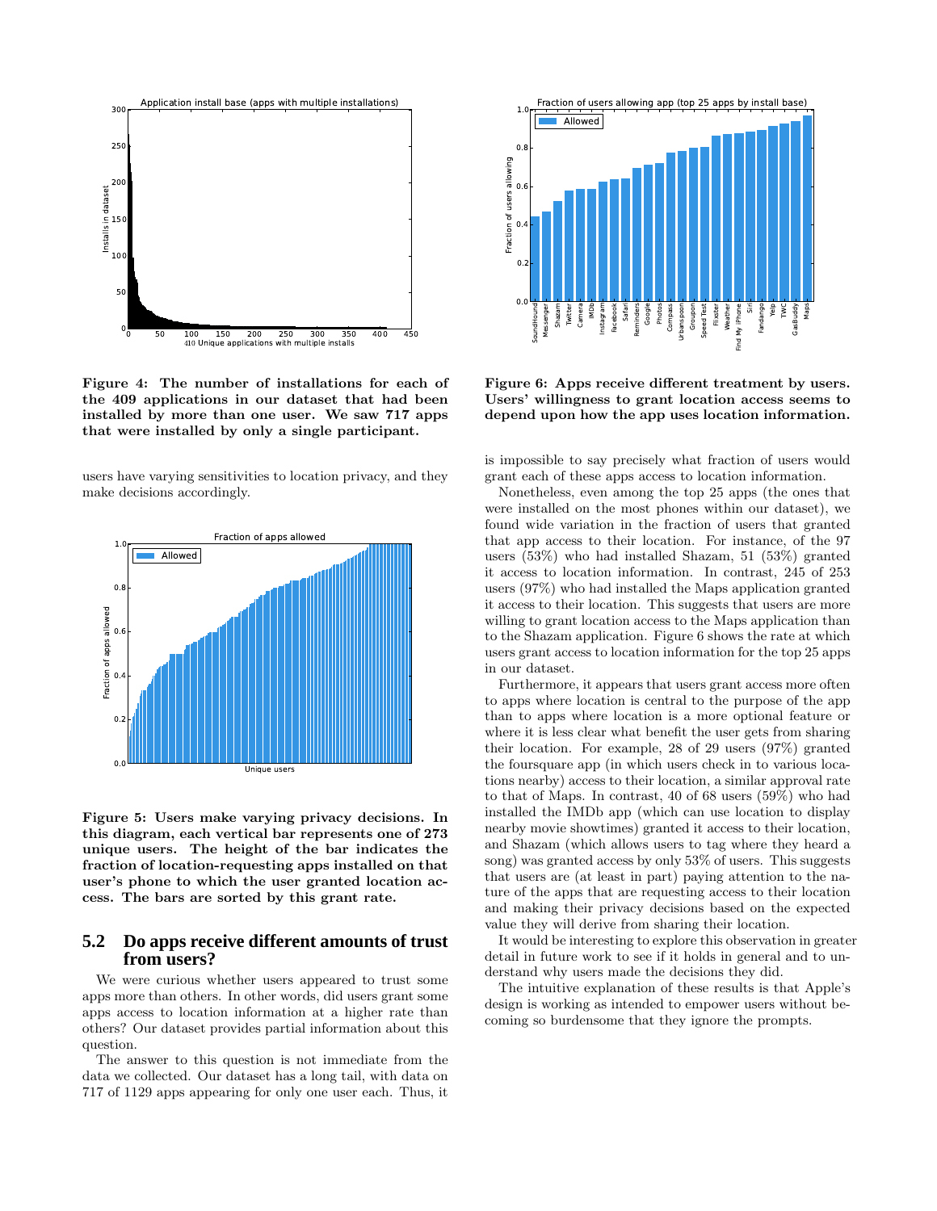**Figure 4: The number of installations for each of the 409 applications in our dataset that had been installed by more than one user. We saw 717 apps that were installed by only a single participant.**

users have varying sensitivities to location privacy, and they make decisions accordingly.

**Figure 5: Users make varying privacy decisions. In this diagram, each vertical bar represents one of 273 unique users. The height of the bar indicates the fraction of location-requesting apps installed on that user's phone to which the user granted location access. The bars are sorted by this grant rate.**

## 5.2 Do apps receive different amounts of trust from users?

We were curious whether users appeared to trust some apps more than others. In other words, did users grant some apps access to location information at a higher rate than others? Our dataset provides partial information about this question.

The answer to this question is not immediate from the data we collected. Our dataset has a long tail, with data on 717 of 1129 apps appearing for only one user each. Thus, it is impossible to say precisely what fraction of users would grant each of these apps access to location information.

**Figure 6: Apps receive different treatment by users. Users' willingness to grant location access seems to depend upon how the app uses location information.**

Nonetheless, even among the top 25 apps (the ones that were installed on the most phones within our dataset), we found wide variation in the fraction of users that granted that app access to their location. For instance, of the 97 users (53%) who had installed Shazam, 51 (53%) granted it access to location information. In contrast, 245 of 253 users (97%) who had installed the Maps application granted it access to their location. This suggests that users are more willing to grant location access to the Maps application than to the Shazam application. Figure 6 shows the rate at which users grant access to location information for the top 25 apps in our dataset.

Furthermore, it appears that users grant access more often to apps where location is central to the purpose of the app than to apps where location is a more optional feature or where it is less clear what benefit the user gets from sharing their location. For example, 28 of 29 users (97%) granted the foursquare app (in which users check in to various locations nearby) access to their location, a similar approval rate to that of Maps. In contrast, 40 of 68 users (59%) who had installed the IMDb app (which can use location to display nearby movie showtimes) granted it access to their location, and Shazam (which allows users to tag where they heard a song) was granted access by only 53% of users. This suggests that users are (at least in part) paying attention to the nature of the apps that are requesting access to their location and making their privacy decisions based on the expected value they will derive from sharing their location.

It would be interesting to explore this observation in greater detail in future work to see if it holds in general and to understand why users made the decisions they did.

The intuitive explanation of these results is that Apple's design is working as intended to empower users without becoming so burdensome that they ignore the prompts.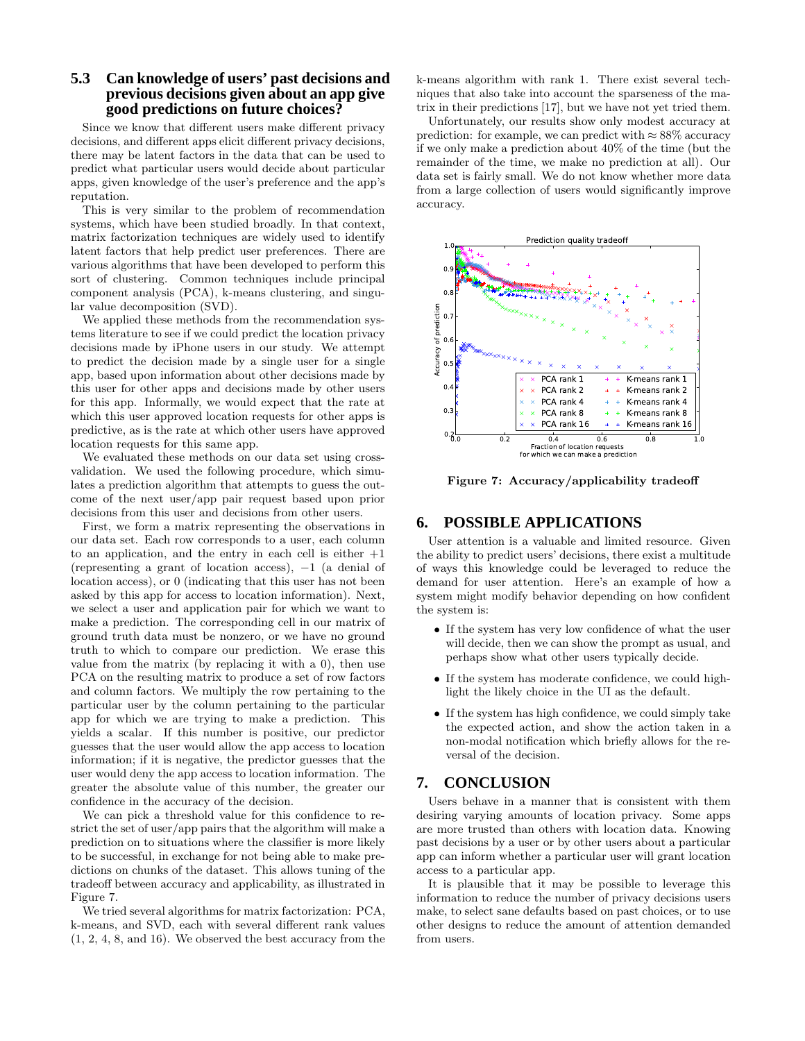### 5.3 Can knowledge of users' past decisions and previous decisions given about an app give good predictions on future choices?

Since we know that different users make different privacy decisions, and different apps elicit different privacy decisions, there may be latent factors in the data that can be used to predict what particular users would decide about particular apps, given knowledge of the user's preference and the app's reputation.

This is very similar to the problem of recommendation systems, which have been studied broadly. In that context, matrix factorization techniques are widely used to identify latent factors that help predict user preferences. There are various algorithms that have been developed to perform this sort of clustering. Common techniques include principal component analysis (PCA), k-means clustering, and singular value decomposition (SVD).

We applied these methods from the recommendation systems literature to see if we could predict the location privacy decisions made by iPhone users in our study. We attempt to predict the decision made by a single user for a single app, based upon information about other decisions made by this user for other apps and decisions made by other users for this app. Informally, we would expect that the rate at which this user approved location requests for other apps is predictive, as is the rate at which other users have approved location requests for this same app.

We evaluated these methods on our data set using cross-validation. We used the following procedure, which simulates a prediction algorithm that attempts to guess the outcome of the next user/app pair request based upon prior decisions from this user and decisions from other users.

First, we form a matrix representing the observations in our data set. Each row corresponds to a user, each column to an application, and the entry in each cell is either $+1$ (representing a grant of location access), $-1$ (a denial of location access), or 0 (indicating that this user has not been asked by this app for access to location information). Next, we select a user and application pair for which we want to make a prediction. The corresponding cell in our matrix of ground truth data must be nonzero, or we have no ground truth to which to compare our prediction. We erase this value from the matrix (by replacing it with a 0), then use PCA on the resulting matrix to produce a set of row factors and column factors. We multiply the row pertaining to the particular user by the column pertaining to the particular app for which we are trying to make a prediction. This yields a scalar. If this number is positive, our predictor guesses that the user would allow the app access to location information; if it is negative, the predictor guesses that the user would deny the app access to location information. The greater the absolute value of this number, the greater our confidence in the accuracy of the decision.

We can pick a threshold value for this confidence to restrict the set of user/app pairs that the algorithm will make a prediction on to situations where the classifier is more likely to be successful, in exchange for not being able to make predictions on chunks of the dataset. This allows tuning of the tradeoff between accuracy and applicability, as illustrated in Figure 7.

We tried several algorithms for matrix factorization: PCA, k-means, and SVD, each with several different rank values (1, 2, 4, 8, and 16). We observed the best accuracy from the k-means algorithm with rank 1. There exist several techniques that also take into account the sparseness of the matrix in their predictions [17], but we have not yet tried them.

Unfortunately, our results show only modest accuracy at prediction: for example, we can predict with $\approx 88\%$ accuracy if we only make a prediction about 40% of the time (but the remainder of the time, we make no prediction at all). Our data set is fairly small. We do not know whether more data from a large collection of users would significantly improve accuracy.

Prediction quality tradeoff

Accuracy of prediction

Fraction of location requests for which we can make a prediction

PCA rank 1
PCA rank 2
PCA rank 4
PCA rank 8
PCA rank 16
K-means rank 1
K-means rank 2
K-means rank 4
K-means rank 8
K-means rank 16

0.2 0.3 0.4 0.5 0.6 0.7 0.8 0.9 1.0

0.0 0.2 0.4 0.6 0.8 1.0

**Figure 7: Accuracy/applicability tradeoff**

## 6. POSSIBLE APPLICATIONS

User attention is a valuable and limited resource. Given the ability to predict users' decisions, there exist a multitude of ways this knowledge could be leveraged to reduce the demand for user attention. Here's an example of how a system might modify behavior depending on how confident the system is:

- If the system has very low confidence of what the user will decide, then we can show the prompt as usual, and perhaps show what other users typically decide.
- If the system has moderate confidence, we could highlight the likely choice in the UI as the default.
- If the system has high confidence, we could simply take the expected action, and show the action taken in a non-modal notification which briefly allows for the reversal of the decision.

## 7. CONCLUSION

Users behave in a manner that is consistent with them desiring varying amounts of location privacy. Some apps are more trusted than others with location data. Knowing past decisions by a user or by other users about a particular app can inform whether a particular user will grant location access to a particular app.

It is plausible that it may be possible to leverage this information to reduce the number of privacy decisions users make, to select sane defaults based on past choices, or to use other designs to reduce the amount of attention demanded from users.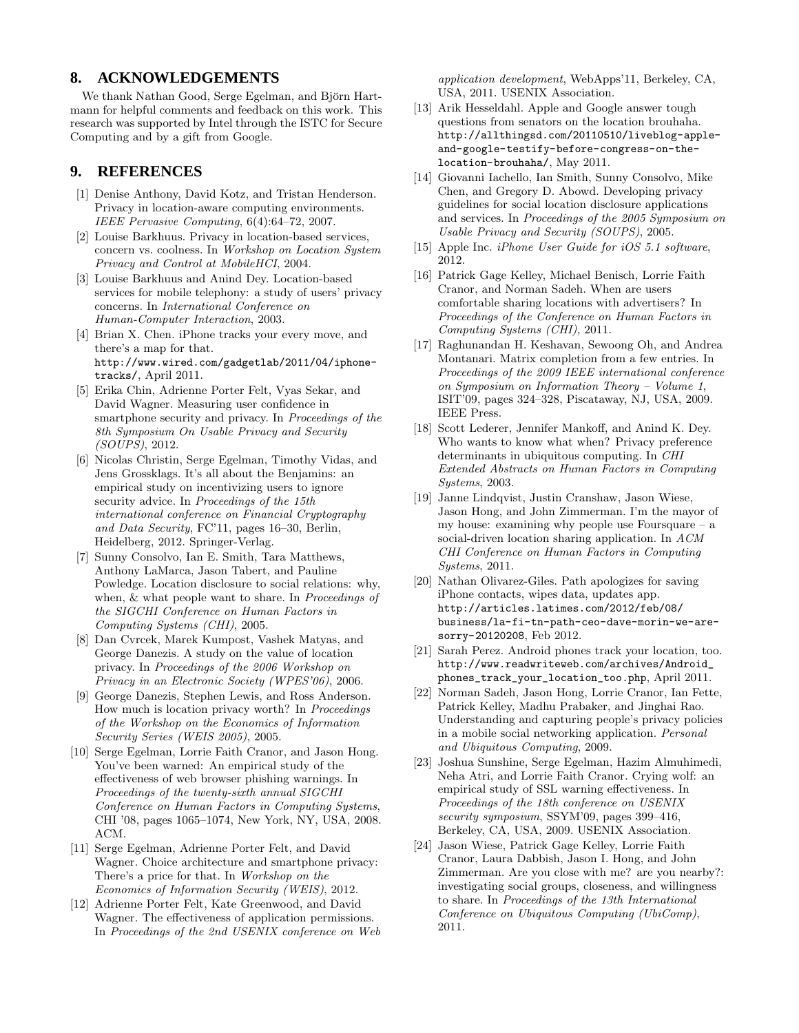## 8. ACKNOWLEDGEMENTS

We thank Nathan Good, Serge Egelman, and Björn Hartmann for helpful comments and feedback on this work. This research was supported by Intel through the ISTC for Secure Computing and by a gift from Google.

## 9. REFERENCES

[1] Denise Anthony, David Kotz, and Tristan Henderson. Privacy in location-aware computing environments. *IEEE Pervasive Computing*, 6(4):64–72, 2007.

[2] Louise Barkhuus. Privacy in location-based services, concern vs. coolness. In *Workshop on Location System Privacy and Control at MobileHCI*, 2004.

[3] Louise Barkhuus and Anind Dey. Location-based services for mobile telephony: a study of users' privacy concerns. In *International Conference on Human-Computer Interaction*, 2003.

[4] Brian X. Chen. iPhone tracks your every move, and there's a map for that. http://www.wired.com/gadgetlab/2011/04/iphone-tracks/, April 2011.

[5] Erika Chin, Adrienne Porter Felt, Vyas Sekar, and David Wagner. Measuring user confidence in smartphone security and privacy. In *Proceedings of the 8th Symposium On Usable Privacy and Security (SOUPS)*, 2012.

[6] Nicolas Christin, Serge Egelman, Timothy Vidas, and Jens Grossklags. It's all about the Benjamins: an empirical study on incentivizing users to ignore security advice. In *Proceedings of the 15th international conference on Financial Cryptography and Data Security*, FC'11, pages 16–30, Berlin, Heidelberg, 2012. Springer-Verlag.

[7] Sunny Consolvo, Ian E. Smith, Tara Matthews, Anthony LaMarca, Jason Tabert, and Pauline Powledge. Location disclosure to social relations: why, when, & what people want to share. In *Proceedings of the SIGCHI Conference on Human Factors in Computing Systems (CHI)*, 2005.

[8] Dan Cvrcek, Marek Kumpost, Vashek Matyas, and George Danezis. A study on the value of location privacy. In *Proceedings of the 2006 Workshop on Privacy in an Electronic Society (WPES'06)*, 2006.

[9] George Danezis, Stephen Lewis, and Ross Anderson. How much is location privacy worth? In *Proceedings of the Workshop on the Economics of Information Security Series (WEIS 2005)*, 2005.

[10] Serge Egelman, Lorrie Faith Cranor, and Jason Hong. You've been warned: An empirical study of the effectiveness of web browser phishing warnings. In *Proceedings of the twenty-sixth annual SIGCHI Conference on Human Factors in Computing Systems*, CHI '08, pages 1065–1074, New York, NY, USA, 2008. ACM.

[11] Serge Egelman, Adrienne Porter Felt, and David Wagner. Choice architecture and smartphone privacy: There's a price for that. In *Workshop on the Economics of Information Security (WEIS)*, 2012.

[12] Adrienne Porter Felt, Kate Greenwood, and David Wagner. The effectiveness of application permissions. In *Proceedings of the 2nd USENIX conference on Web application development*, WebApps'11, Berkeley, CA, USA, 2011. USENIX Association.

[13] Arik Hesseldahl. Apple and Google answer tough questions from senators on the location brouhaha. http://allthingsd.com/20110510/liveblog-apple-and-google-testify-before-congress-on-the-location-brouhaha/, May 2011.

[14] Giovanni Iachello, Ian Smith, Sunny Consolvo, Mike Chen, and Gregory D. Abowd. Developing privacy guidelines for social location disclosure applications and services. In *Proceedings of the 2005 Symposium on Usable Privacy and Security (SOUPS)*, 2005.

[15] Apple Inc. *iPhone User Guide for iOS 5.1 software*, 2012.

[16] Patrick Gage Kelley, Michael Benisch, Lorrie Faith Cranor, and Norman Sadeh. When are users comfortable sharing locations with advertisers? In *Proceedings of the Conference on Human Factors in Computing Systems (CHI)*, 2011.

[17] Raghunandan H. Keshavan, Sewoong Oh, and Andrea Montanari. Matrix completion from a few entries. In *Proceedings of the 2009 IEEE international conference on Symposium on Information Theory – Volume 1*, ISIT'09, pages 324–328, Piscataway, NJ, USA, 2009. IEEE Press.

[18] Scott Lederer, Jennifer Mankoff, and Anind K. Dey. Who wants to know what when? Privacy preference determinants in ubiquitous computing. In *CHI Extended Abstracts on Human Factors in Computing Systems*, 2003.

[19] Janne Lindqvist, Justin Cranshaw, Jason Wiese, Jason Hong, and John Zimmerman. I'm the mayor of my house: examining why people use Foursquare – a social-driven location sharing application. In *ACM CHI Conference on Human Factors in Computing Systems*, 2011.

[20] Nathan Olivarez-Giles. Path apologizes for saving iPhone contacts, wipes data, updates app. http://articles.latimes.com/2012/feb/08/business/la-fi-tn-path-ceo-dave-morin-we-are-sorry-20120208, Feb 2012.

[21] Sarah Perez. Android phones track your location, too. http://www.readwriteweb.com/archives/Android_phones_track_your_location_too.php, April 2011.

[22] Norman Sadeh, Jason Hong, Lorrie Cranor, Ian Fette, Patrick Kelley, Madhu Prabaker, and Jinghai Rao. Understanding and capturing people's privacy policies in a mobile social networking application. *Personal and Ubiquitous Computing*, 2009.

[23] Joshua Sunshine, Serge Egelman, Hazim Almuhimedi, Neha Atri, and Lorrie Faith Cranor. Crying wolf: an empirical study of SSL warning effectiveness. In *Proceedings of the 18th conference on USENIX security symposium*, SSYM'09, pages 399–416, Berkeley, CA, USA, 2009. USENIX Association.

[24] Jason Wiese, Patrick Gage Kelley, Lorrie Faith Cranor, Laura Dabbish, Jason I. Hong, and John Zimmerman. Are you close with me? are you nearby?: investigating social groups, closeness, and willingness to share. In *Proceedings of the 13th International Conference on Ubiquitous Computing (UbiComp)*, 2011.